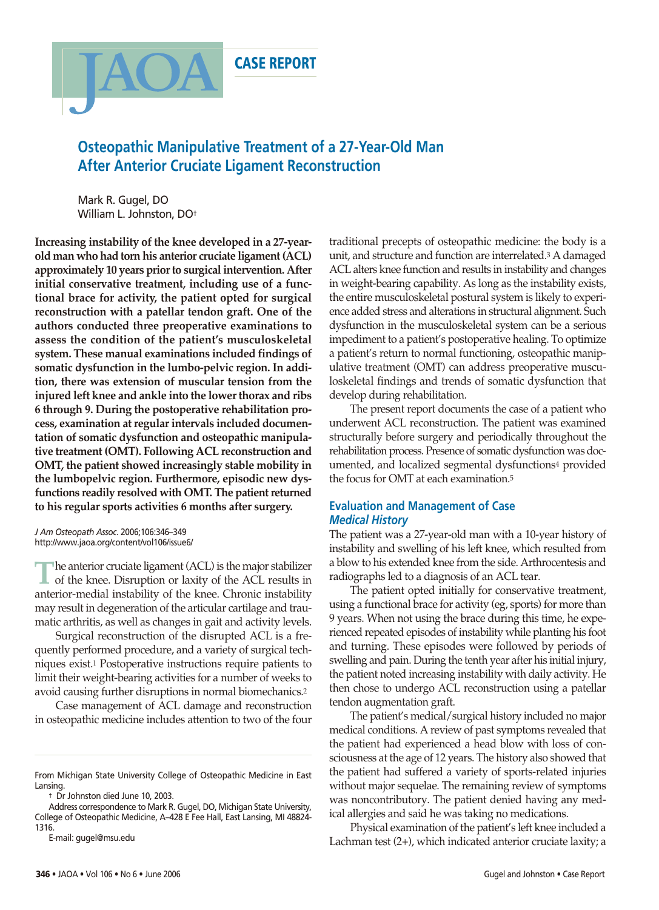CASE REPORT

# Osteopathic Manipulative Treatment of a 27-Year-Old Man After Anterior Cruciate Ligament Reconstruction

Mark R. Gugel, DO
William L. Johnston, DO†

**Increasing instability of the knee developed in a 27-year-old man who had torn his anterior cruciate ligament (ACL) approximately 10 years prior to surgical intervention. After initial conservative treatment, including use of a functional brace for activity, the patient opted for surgical reconstruction with a patellar tendon graft. One of the authors conducted three preoperative examinations to assess the condition of the patient's musculoskeletal system. These manual examinations included findings of somatic dysfunction in the lumbo-pelvic region. In addition, there was extension of muscular tension from the injured left knee and ankle into the lower thorax and ribs 6 through 9. During the postoperative rehabilitation process, examination at regular intervals included documentation of somatic dysfunction and osteopathic manipulative treatment (OMT). Following ACL reconstruction and OMT, the patient showed increasingly stable mobility in the lumbopelvic region. Furthermore, episodic new dysfunctions readily resolved with OMT. The patient returned to his regular sports activities 6 months after surgery.**

*J Am Osteopath Assoc.* 2006;106:346–349
http://www.jaoa.org/content/vol106/issue6/

The anterior cruciate ligament (ACL) is the major stabilizer of the knee. Disruption or laxity of the ACL results in anterior-medial instability of the knee. Chronic instability may result in degeneration of the articular cartilage and traumatic arthritis, as well as changes in gait and activity levels.

Surgical reconstruction of the disrupted ACL is a frequently performed procedure, and a variety of surgical techniques exist.[1] Postoperative instructions require patients to limit their weight-bearing activities for a number of weeks to avoid causing further disruptions in normal biomechanics.[2]

Case management of ACL damage and reconstruction in osteopathic medicine includes attention to two of the four traditional precepts of osteopathic medicine: the body is a unit, and structure and function are interrelated.[3] A damaged ACL alters knee function and results in instability and changes in weight-bearing capability. As long as the instability exists, the entire musculoskeletal postural system is likely to experience added stress and alterations in structural alignment. Such dysfunction in the musculoskeletal system can be a serious impediment to a patient's postoperative healing. To optimize a patient's return to normal functioning, osteopathic manipulative treatment (OMT) can address preoperative musculoskeletal findings and trends of somatic dysfunction that develop during rehabilitation.

The present report documents the case of a patient who underwent ACL reconstruction. The patient was examined structurally before surgery and periodically throughout the rehabilitation process. Presence of somatic dysfunction was documented, and localized segmental dysfunctions[4] provided the focus for OMT at each examination.[5]

## Evaluation and Management of Case

### *Medical History*

The patient was a 27-year-old man with a 10-year history of instability and swelling of his left knee, which resulted from a blow to his extended knee from the side. Arthrocentesis and radiographs led to a diagnosis of an ACL tear.

The patient opted initially for conservative treatment, using a functional brace for activity (eg, sports) for more than 9 years. When not using the brace during this time, he experienced repeated episodes of instability while planting his foot and turning. These episodes were followed by periods of swelling and pain. During the tenth year after his initial injury, the patient noted increasing instability with daily activity. He then chose to undergo ACL reconstruction using a patellar tendon augmentation graft.

The patient's medical/surgical history included no major medical conditions. A review of past symptoms revealed that the patient had experienced a head blow with loss of consciousness at the age of 12 years. The history also showed that the patient had suffered a variety of sports-related injuries without major sequelae. The remaining review of symptoms was noncontributory. The patient denied having any medical allergies and said he was taking no medications.

Physical examination of the patient's left knee included a Lachman test (2+), which indicated anterior cruciate laxity; a

From Michigan State University College of Osteopathic Medicine in East Lansing.

† Dr Johnston died June 10, 2003.

Address correspondence to Mark R. Gugel, DO, Michigan State University, College of Osteopathic Medicine, A–428 E Fee Hall, East Lansing, MI 48824-1316.

E-mail: gugel@msu.edu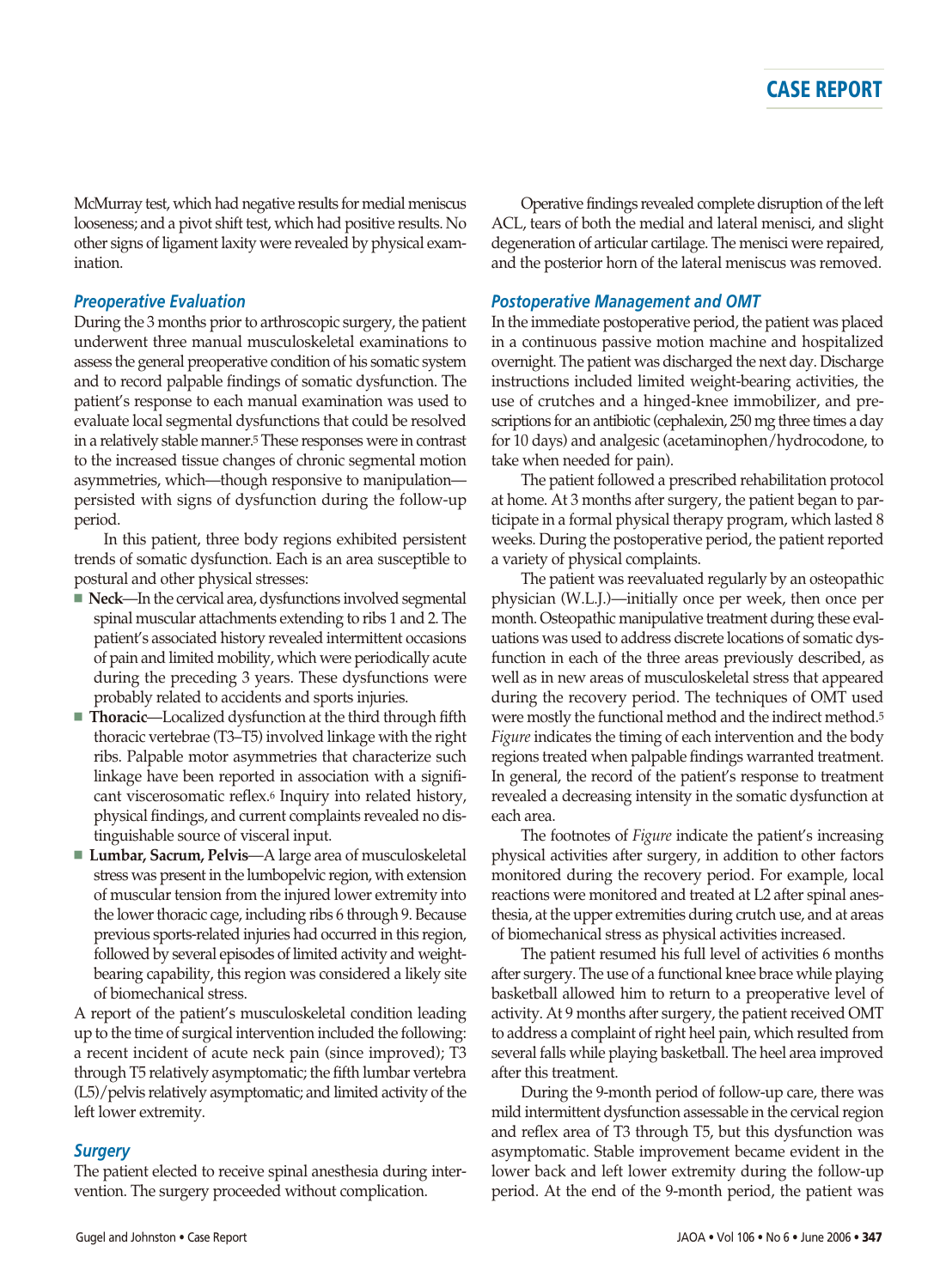McMurray test, which had negative results for medial meniscus looseness; and a pivot shift test, which had positive results. No other signs of ligament laxity were revealed by physical examination.

### *Preoperative Evaluation*

During the 3 months prior to arthroscopic surgery, the patient underwent three manual musculoskeletal examinations to assess the general preoperative condition of his somatic system and to record palpable findings of somatic dysfunction. The patient's response to each manual examination was used to evaluate local segmental dysfunctions that could be resolved in a relatively stable manner.[5] These responses were in contrast to the increased tissue changes of chronic segmental motion asymmetries, which—though responsive to manipulation—persisted with signs of dysfunction during the follow-up period.

In this patient, three body regions exhibited persistent trends of somatic dysfunction. Each is an area susceptible to postural and other physical stresses:

- **Neck**—In the cervical area, dysfunctions involved segmental spinal muscular attachments extending to ribs 1 and 2. The patient's associated history revealed intermittent occasions of pain and limited mobility, which were periodically acute during the preceding 3 years. These dysfunctions were probably related to accidents and sports injuries.
- **Thoracic**—Localized dysfunction at the third through fifth thoracic vertebrae (T3–T5) involved linkage with the right ribs. Palpable motor asymmetries that characterize such linkage have been reported in association with a significant viscerosomatic reflex.[6] Inquiry into related history, physical findings, and current complaints revealed no distinguishable source of visceral input.
- **Lumbar, Sacrum, Pelvis**—A large area of musculoskeletal stress was present in the lumbopelvic region, with extension of muscular tension from the injured lower extremity into the lower thoracic cage, including ribs 6 through 9. Because previous sports-related injuries had occurred in this region, followed by several episodes of limited activity and weight-bearing capability, this region was considered a likely site of biomechanical stress.

A report of the patient's musculoskeletal condition leading up to the time of surgical intervention included the following: a recent incident of acute neck pain (since improved); T3 through T5 relatively asymptomatic; the fifth lumbar vertebra (L5)/pelvis relatively asymptomatic; and limited activity of the left lower extremity.

### *Surgery*

The patient elected to receive spinal anesthesia during intervention. The surgery proceeded without complication.

Operative findings revealed complete disruption of the left ACL, tears of both the medial and lateral menisci, and slight degeneration of articular cartilage. The menisci were repaired, and the posterior horn of the lateral meniscus was removed.

### *Postoperative Management and OMT*

In the immediate postoperative period, the patient was placed in a continuous passive motion machine and hospitalized overnight. The patient was discharged the next day. Discharge instructions included limited weight-bearing activities, the use of crutches and a hinged-knee immobilizer, and prescriptions for an antibiotic (cephalexin, 250 mg three times a day for 10 days) and analgesic (acetaminophen/hydrocodone, to take when needed for pain).

The patient followed a prescribed rehabilitation protocol at home. At 3 months after surgery, the patient began to participate in a formal physical therapy program, which lasted 8 weeks. During the postoperative period, the patient reported a variety of physical complaints.

The patient was reevaluated regularly by an osteopathic physician (W.L.J.)—initially once per week, then once per month. Osteopathic manipulative treatment during these evaluations was used to address discrete locations of somatic dysfunction in each of the three areas previously described, as well as in new areas of musculoskeletal stress that appeared during the recovery period. The techniques of OMT used were mostly the functional method and the indirect method.[5] *Figure* indicates the timing of each intervention and the body regions treated when palpable findings warranted treatment. In general, the record of the patient's response to treatment revealed a decreasing intensity in the somatic dysfunction at each area.

The footnotes of *Figure* indicate the patient's increasing physical activities after surgery, in addition to other factors monitored during the recovery period. For example, local reactions were monitored and treated at L2 after spinal anesthesia, at the upper extremities during crutch use, and at areas of biomechanical stress as physical activities increased.

The patient resumed his full level of activities 6 months after surgery. The use of a functional knee brace while playing basketball allowed him to return to a preoperative level of activity. At 9 months after surgery, the patient received OMT to address a complaint of right heel pain, which resulted from several falls while playing basketball. The heel area improved after this treatment.

During the 9-month period of follow-up care, there was mild intermittent dysfunction assessable in the cervical region and reflex area of T3 through T5, but this dysfunction was asymptomatic. Stable improvement became evident in the lower back and left lower extremity during the follow-up period. At the end of the 9-month period, the patient was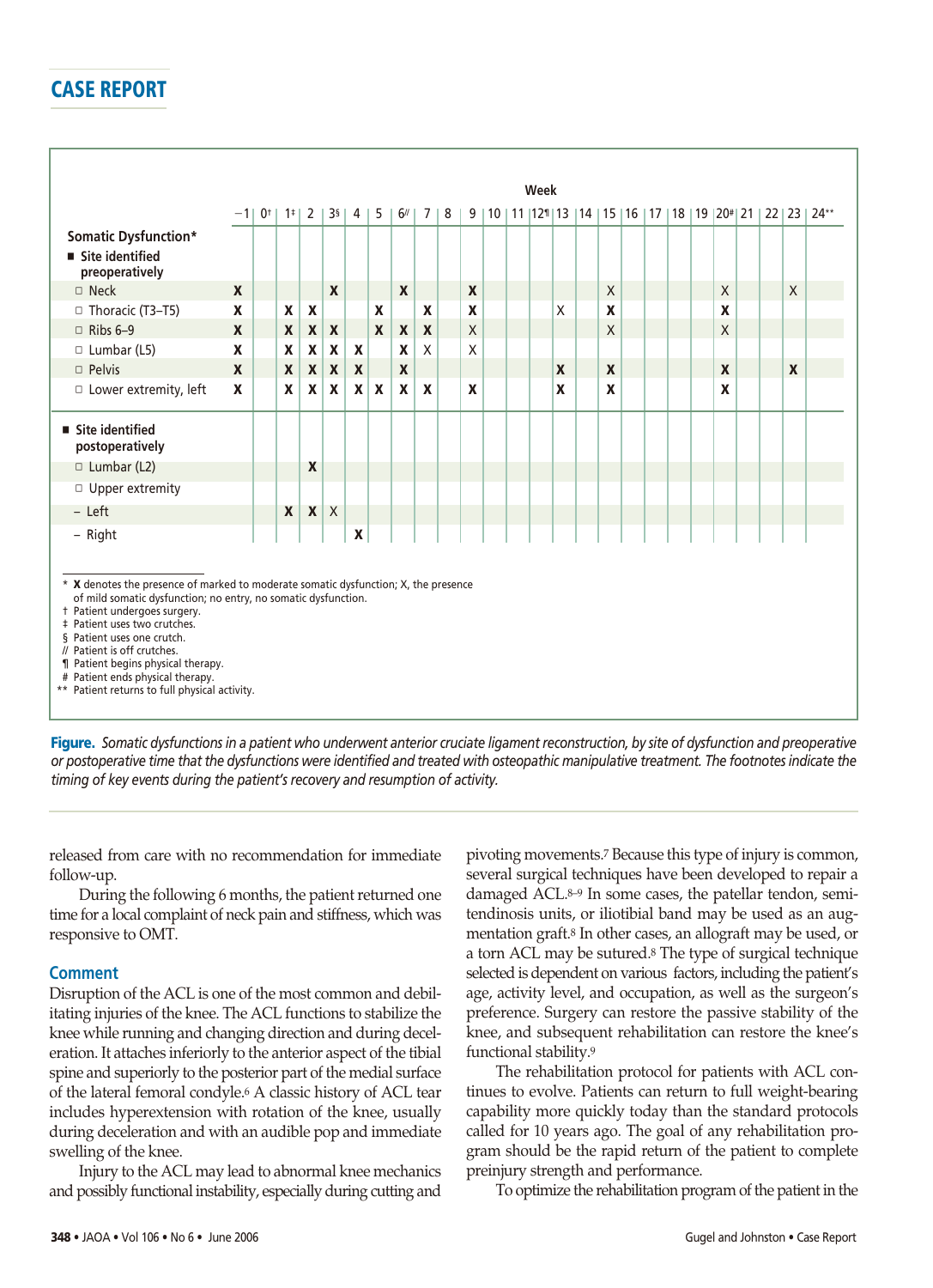| | Week | | | | | | | | | | | | | | | | | | | | | | | | | |
|---|---|---|---|---|---|---|---|---|---|---|---|---|---|---|---|---|---|---|---|---|---|---|---|---|---|---|
| | −1 | 0† | 1‡ | 2 | 3§ | 4 | 5 | 6// | 7 | 8 | 9 | 10 | 11 | 12¶ | 13 | 14 | 15 | 16 | 17 | 18 | 19 | 20# | 21 | 22 | 23 | 24** |
| **Somatic Dysfunction*** | | | | | | | | | | | | | | | | | | | | | | | | | | |
| ■ **Site identified preoperatively** | | | | | | | | | | | | | | | | | | | | | | | | | | |
| □ Neck | **X** | | | | **X** | | | **X** | | | **X** | | | | | | X | | | | | X | | | X | |
| □ Thoracic (T3–T5) | **X** | | **X** | **X** | | | **X** | | **X** | | **X** | | | | X | | **X** | | | | | **X** | | | | |
| □ Ribs 6–9 | **X** | | **X** | **X** | **X** | | **X** | **X** | **X** | | X | | | | | | X | | | | | X | | | | |
| □ Lumbar (L5) | **X** | | **X** | **X** | **X** | **X** | | **X** | X | | X | | | | | | | | | | | | | | | |
| □ Pelvis | **X** | | **X** | **X** | **X** | **X** | | **X** | | | | | | | **X** | | **X** | | | | | **X** | | | **X** | |
| □ Lower extremity, left | **X** | | **X** | **X** | **X** | **X** | **X** | **X** | **X** | | **X** | | | | **X** | | **X** | | | | | **X** | | | | |
| ■ **Site identified postoperatively** | | | | | | | | | | | | | | | | | | | | | | | | | | |
| □ Lumbar (L2) | | | | **X** | | | | | | | | | | | | | | | | | | | | | | |
| □ Upper extremity | | | | | | | | | | | | | | | | | | | | | | | | | | |
| – Left | | | **X** | **X** | X | | | | | | | | | | | | | | | | | | | | | |
| – Right | | | | | | **X** | | | | | | | | | | | | | | | | | | | | |

\* **X** denotes the presence of marked to moderate somatic dysfunction; X, the presence of mild somatic dysfunction; no entry, no somatic dysfunction.
† Patient undergoes surgery.
‡ Patient uses two crutches.
§ Patient uses one crutch.
// Patient is off crutches.
¶ Patient begins physical therapy.
\# Patient ends physical therapy.
\*\* Patient returns to full physical activity.

**Figure.** *Somatic dysfunctions in a patient who underwent anterior cruciate ligament reconstruction, by site of dysfunction and preoperative or postoperative time that the dysfunctions were identified and treated with osteopathic manipulative treatment. The footnotes indicate the timing of key events during the patient's recovery and resumption of activity.*

released from care with no recommendation for immediate follow-up.

During the following 6 months, the patient returned one time for a local complaint of neck pain and stiffness, which was responsive to OMT.

## Comment

Disruption of the ACL is one of the most common and debilitating injuries of the knee. The ACL functions to stabilize the knee while running and changing direction and during deceleration. It attaches inferiorly to the anterior aspect of the tibial spine and superiorly to the posterior part of the medial surface of the lateral femoral condyle.[6] A classic history of ACL tear includes hyperextension with rotation of the knee, usually during deceleration and with an audible pop and immediate swelling of the knee.

Injury to the ACL may lead to abnormal knee mechanics and possibly functional instability, especially during cutting and pivoting movements.[7] Because this type of injury is common, several surgical techniques have been developed to repair a damaged ACL.[8–9] In some cases, the patellar tendon, semitendinosis units, or iliotibial band may be used as an augmentation graft.[8] In other cases, an allograft may be used, or a torn ACL may be sutured.[8] The type of surgical technique selected is dependent on various factors, including the patient's age, activity level, and occupation, as well as the surgeon's preference. Surgery can restore the passive stability of the knee, and subsequent rehabilitation can restore the knee's functional stability.[9]

The rehabilitation protocol for patients with ACL continues to evolve. Patients can return to full weight-bearing capability more quickly today than the standard protocols called for 10 years ago. The goal of any rehabilitation program should be the rapid return of the patient to complete preinjury strength and performance.

To optimize the rehabilitation program of the patient in the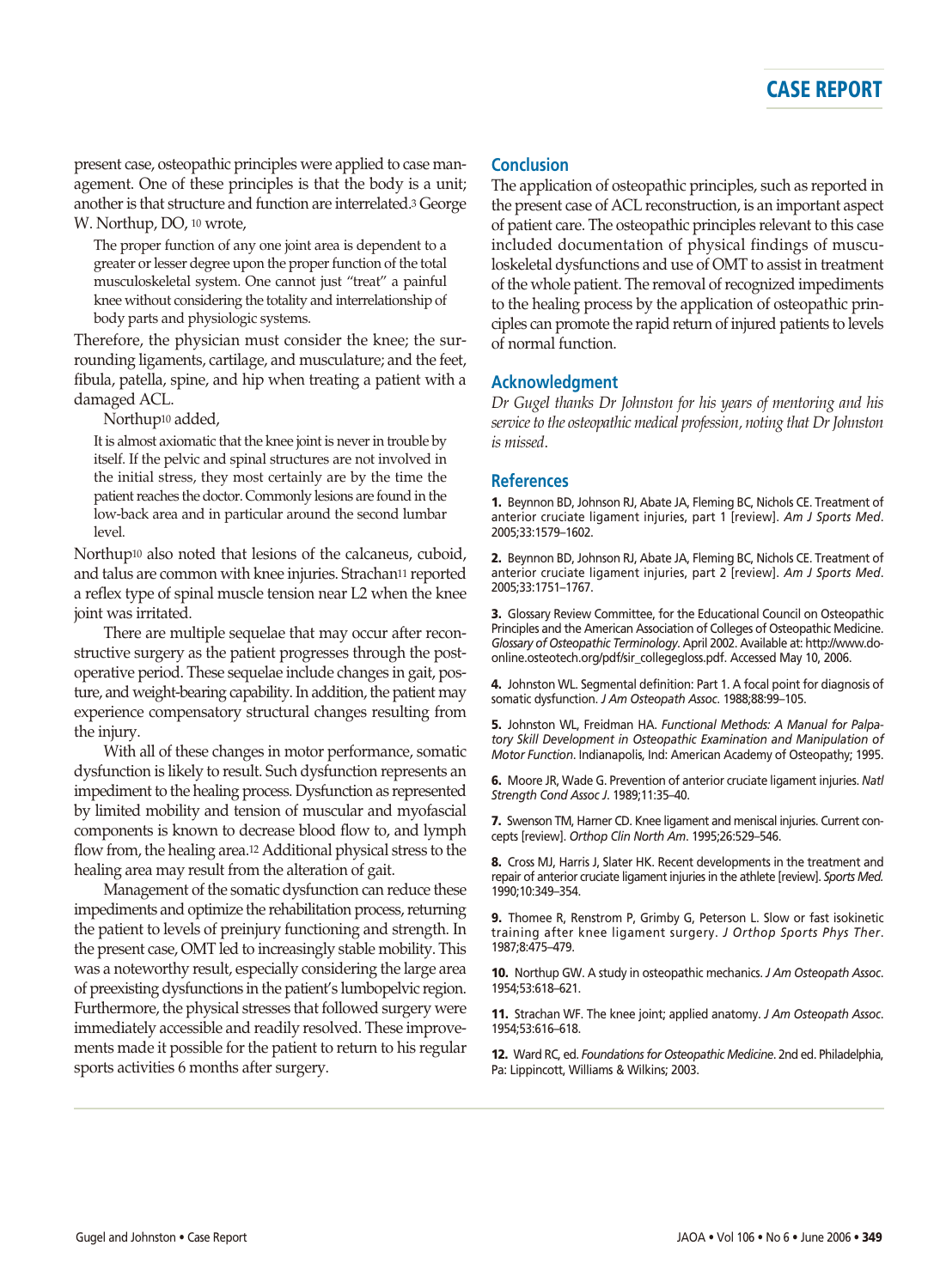present case, osteopathic principles were applied to case management. One of these principles is that the body is a unit; another is that structure and function are interrelated.[3] George W. Northup, DO,[10] wrote,

> The proper function of any one joint area is dependent to a greater or lesser degree upon the proper function of the total musculoskeletal system. One cannot just "treat" a painful knee without considering the totality and interrelationship of body parts and physiologic systems.

Therefore, the physician must consider the knee; the surrounding ligaments, cartilage, and musculature; and the feet, fibula, patella, spine, and hip when treating a patient with a damaged ACL.

Northup[10] added,

> It is almost axiomatic that the knee joint is never in trouble by itself. If the pelvic and spinal structures are not involved in the initial stress, they most certainly are by the time the patient reaches the doctor. Commonly lesions are found in the low-back area and in particular around the second lumbar level.

Northup[10] also noted that lesions of the calcaneus, cuboid, and talus are common with knee injuries. Strachan[11] reported a reflex type of spinal muscle tension near L2 when the knee joint was irritated.

There are multiple sequelae that may occur after reconstructive surgery as the patient progresses through the postoperative period. These sequelae include changes in gait, posture, and weight-bearing capability. In addition, the patient may experience compensatory structural changes resulting from the injury.

With all of these changes in motor performance, somatic dysfunction is likely to result. Such dysfunction represents an impediment to the healing process. Dysfunction as represented by limited mobility and tension of muscular and myofascial components is known to decrease blood flow to, and lymph flow from, the healing area.[12] Additional physical stress to the healing area may result from the alteration of gait.

Management of the somatic dysfunction can reduce these impediments and optimize the rehabilitation process, returning the patient to levels of preinjury functioning and strength. In the present case, OMT led to increasingly stable mobility. This was a noteworthy result, especially considering the large area of preexisting dysfunctions in the patient's lumbopelvic region. Furthermore, the physical stresses that followed surgery were immediately accessible and readily resolved. These improvements made it possible for the patient to return to his regular sports activities 6 months after surgery.

## Conclusion

The application of osteopathic principles, such as reported in the present case of ACL reconstruction, is an important aspect of patient care. The osteopathic principles relevant to this case included documentation of physical findings of musculoskeletal dysfunctions and use of OMT to assist in treatment of the whole patient. The removal of recognized impediments to the healing process by the application of osteopathic principles can promote the rapid return of injured patients to levels of normal function.

## Acknowledgment

*Dr Gugel thanks Dr Johnston for his years of mentoring and his service to the osteopathic medical profession, noting that Dr Johnston is missed.*

## References

**1.** Beynnon BD, Johnson RJ, Abate JA, Fleming BC, Nichols CE. Treatment of anterior cruciate ligament injuries, part 1 [review]. *Am J Sports Med*. 2005;33:1579–1602.

**2.** Beynnon BD, Johnson RJ, Abate JA, Fleming BC, Nichols CE. Treatment of anterior cruciate ligament injuries, part 2 [review]. *Am J Sports Med*. 2005;33:1751–1767.

**3.** Glossary Review Committee, for the Educational Council on Osteopathic Principles and the American Association of Colleges of Osteopathic Medicine. *Glossary of Osteopathic Terminology*. April 2002. Available at: http://www.do-online.osteotech.org/pdf/sir_collegegloss.pdf. Accessed May 10, 2006.

**4.** Johnston WL. Segmental definition: Part 1. A focal point for diagnosis of somatic dysfunction. *J Am Osteopath Assoc*. 1988;88:99–105.

**5.** Johnston WL, Freidman HA. *Functional Methods: A Manual for Palpatory Skill Development in Osteopathic Examination and Manipulation of Motor Function*. Indianapolis, Ind: American Academy of Osteopathy; 1995.

**6.** Moore JR, Wade G. Prevention of anterior cruciate ligament injuries. *Natl Strength Cond Assoc J*. 1989;11:35–40.

**7.** Swenson TM, Harner CD. Knee ligament and meniscal injuries. Current concepts [review]. *Orthop Clin North Am*. 1995;26:529–546.

**8.** Cross MJ, Harris J, Slater HK. Recent developments in the treatment and repair of anterior cruciate ligament injuries in the athlete [review]. *Sports Med*. 1990;10:349–354.

**9.** Thomee R, Renstrom P, Grimby G, Peterson L. Slow or fast isokinetic training after knee ligament surgery. *J Orthop Sports Phys Ther*. 1987;8:475–479.

**10.** Northup GW. A study in osteopathic mechanics. *J Am Osteopath Assoc*. 1954;53:618–621.

**11.** Strachan WF. The knee joint; applied anatomy. *J Am Osteopath Assoc*. 1954;53:616–618.

**12.** Ward RC, ed. *Foundations for Osteopathic Medicine*. 2nd ed. Philadelphia, Pa: Lippincott, Williams & Wilkins; 2003.